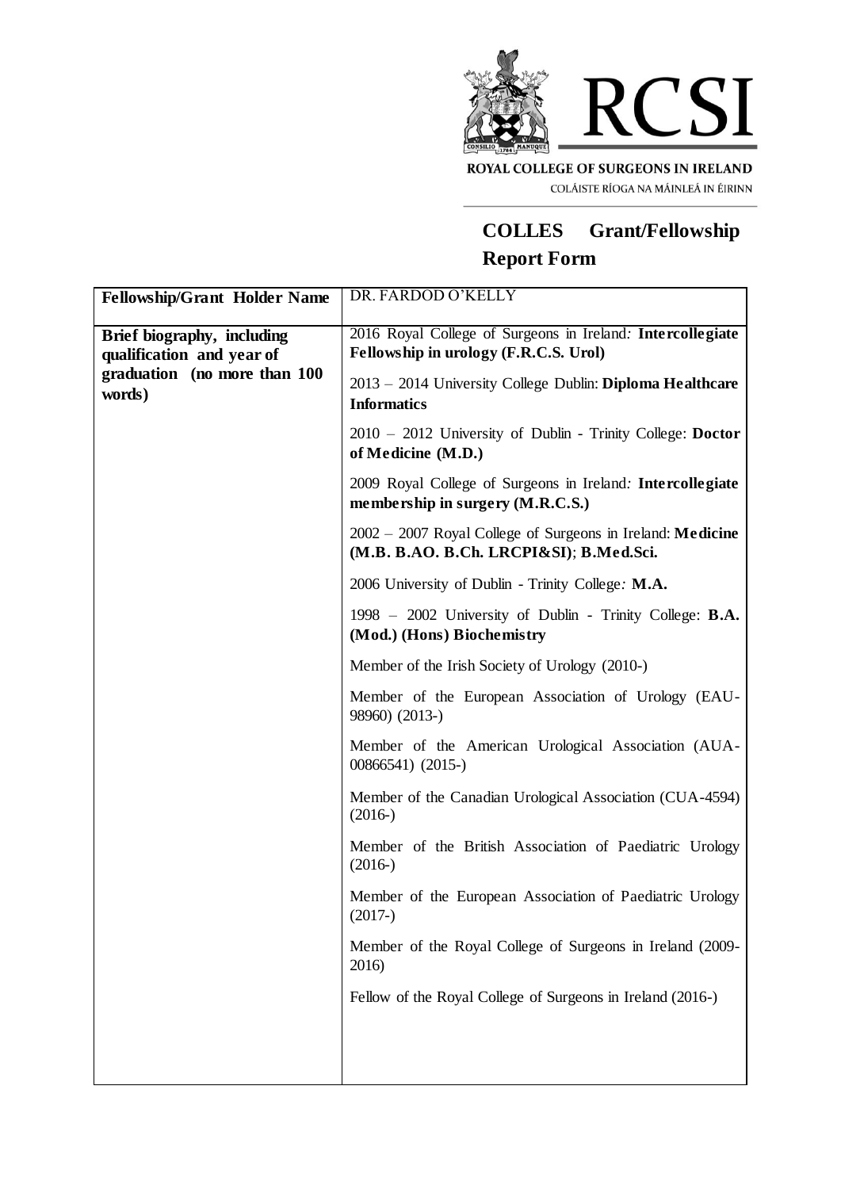ROYAL COLLEGE OF SURGEONS IN IRELAND

COLÁISTE RÍOGA NA MÁINLEÁ IN ÉIRINN

# COLLES Grant/Fellowship Report Form

| **Fellowship/Grant Holder Name** | DR. FARDOD O'KELLY |
| --- | --- |
| **Brief biography, including qualification and year of graduation (no more than 100 words)** | 2016 Royal College of Surgeons in Ireland: **Intercollegiate Fellowship in urology (F.R.C.S. Urol)**<br><br>2013 – 2014 University College Dublin: **Diploma Healthcare Informatics**<br><br>2010 – 2012 University of Dublin - Trinity College: **Doctor of Medicine (M.D.)**<br><br>2009 Royal College of Surgeons in Ireland: **Intercollegiate membership in surgery (M.R.C.S.)**<br><br>2002 – 2007 Royal College of Surgeons in Ireland: **Medicine (M.B. B.AO. B.Ch. LRCPI&SI)**; **B.Med.Sci.**<br><br>2006 University of Dublin - Trinity College: **M.A.**<br><br>1998 – 2002 University of Dublin - Trinity College: **B.A. (Mod.) (Hons) Biochemistry**<br><br>Member of the Irish Society of Urology (2010-)<br><br>Member of the European Association of Urology (EAU-98960) (2013-)<br><br>Member of the American Urological Association (AUA-00866541) (2015-)<br><br>Member of the Canadian Urological Association (CUA-4594) (2016-)<br><br>Member of the British Association of Paediatric Urology (2016-)<br><br>Member of the European Association of Paediatric Urology (2017-)<br><br>Member of the Royal College of Surgeons in Ireland (2009-2016)<br><br>Fellow of the Royal College of Surgeons in Ireland (2016-) |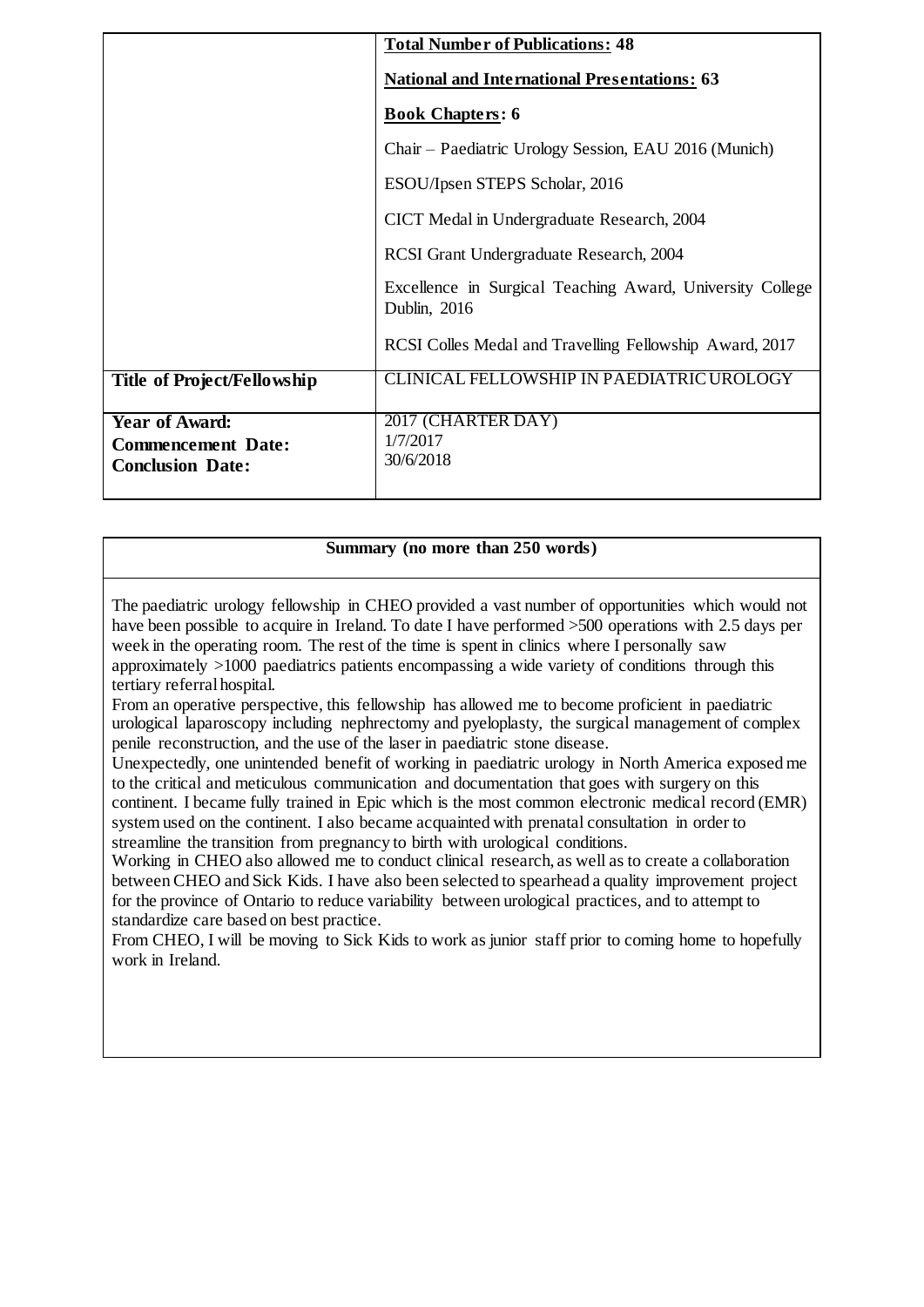| | |
|---|---|
| | **Total Number of Publications: 48**<br><br>**National and International Presentations: 63**<br><br>**Book Chapters: 6**<br><br>Chair – Paediatric Urology Session, EAU 2016 (Munich)<br><br>ESOU/Ipsen STEPS Scholar, 2016<br><br>CICT Medal in Undergraduate Research, 2004<br><br>RCSI Grant Undergraduate Research, 2004<br><br>Excellence in Surgical Teaching Award, University College Dublin, 2016<br><br>RCSI Colles Medal and Travelling Fellowship Award, 2017 |
| **Title of Project/Fellowship** | CLINICAL FELLOWSHIP IN PAEDIATRIC UROLOGY |
| **Year of Award:**<br>**Commencement Date:**<br>**Conclusion Date:** | 2017 (CHARTER DAY)<br>1/7/2017<br>30/6/2018 |

| **Summary (no more than 250 words)** |
|---|
| The paediatric urology fellowship in CHEO provided a vast number of opportunities which would not have been possible to acquire in Ireland. To date I have performed >500 operations with 2.5 days per week in the operating room. The rest of the time is spent in clinics where I personally saw approximately >1000 paediatrics patients encompassing a wide variety of conditions through this tertiary referral hospital.<br>From an operative perspective, this fellowship has allowed me to become proficient in paediatric urological laparoscopy including nephrectomy and pyeloplasty, the surgical management of complex penile reconstruction, and the use of the laser in paediatric stone disease.<br>Unexpectedly, one unintended benefit of working in paediatric urology in North America exposed me to the critical and meticulous communication and documentation that goes with surgery on this continent. I became fully trained in Epic which is the most common electronic medical record (EMR) system used on the continent. I also became acquainted with prenatal consultation in order to streamline the transition from pregnancy to birth with urological conditions.<br>Working in CHEO also allowed me to conduct clinical research, as well as to create a collaboration between CHEO and Sick Kids. I have also been selected to spearhead a quality improvement project for the province of Ontario to reduce variability between urological practices, and to attempt to standardize care based on best practice.<br>From CHEO, I will be moving to Sick Kids to work as junior staff prior to coming home to hopefully work in Ireland. |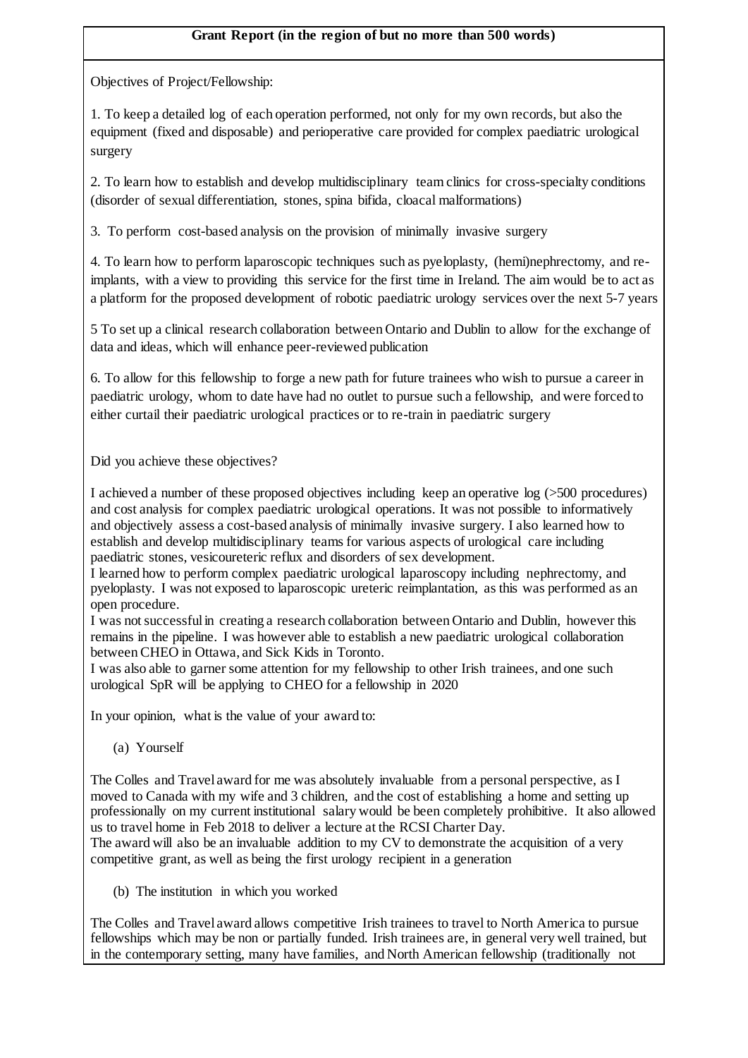**Grant Report (in the region of but no more than 500 words)**

Objectives of Project/Fellowship:

1. To keep a detailed log of each operation performed, not only for my own records, but also the equipment (fixed and disposable) and perioperative care provided for complex paediatric urological surgery

2. To learn how to establish and develop multidisciplinary team clinics for cross-specialty conditions (disorder of sexual differentiation, stones, spina bifida, cloacal malformations)

3. To perform cost-based analysis on the provision of minimally invasive surgery

4. To learn how to perform laparoscopic techniques such as pyeloplasty, (hemi)nephrectomy, and re-implants, with a view to providing this service for the first time in Ireland. The aim would be to act as a platform for the proposed development of robotic paediatric urology services over the next 5-7 years

5 To set up a clinical research collaboration between Ontario and Dublin to allow for the exchange of data and ideas, which will enhance peer-reviewed publication

6. To allow for this fellowship to forge a new path for future trainees who wish to pursue a career in paediatric urology, whom to date have had no outlet to pursue such a fellowship, and were forced to either curtail their paediatric urological practices or to re-train in paediatric surgery

Did you achieve these objectives?

I achieved a number of these proposed objectives including keep an operative log (>500 procedures) and cost analysis for complex paediatric urological operations. It was not possible to informatively and objectively assess a cost-based analysis of minimally invasive surgery. I also learned how to establish and develop multidisciplinary teams for various aspects of urological care including paediatric stones, vesicoureteric reflux and disorders of sex development.
I learned how to perform complex paediatric urological laparoscopy including nephrectomy, and pyeloplasty. I was not exposed to laparoscopic ureteric reimplantation, as this was performed as an open procedure.
I was not successful in creating a research collaboration between Ontario and Dublin, however this remains in the pipeline. I was however able to establish a new paediatric urological collaboration between CHEO in Ottawa, and Sick Kids in Toronto.
I was also able to garner some attention for my fellowship to other Irish trainees, and one such urological SpR will be applying to CHEO for a fellowship in 2020

In your opinion, what is the value of your award to:

(a) Yourself

The Colles and Travel award for me was absolutely invaluable from a personal perspective, as I moved to Canada with my wife and 3 children, and the cost of establishing a home and setting up professionally on my current institutional salary would be been completely prohibitive. It also allowed us to travel home in Feb 2018 to deliver a lecture at the RCSI Charter Day.
The award will also be an invaluable addition to my CV to demonstrate the acquisition of a very competitive grant, as well as being the first urology recipient in a generation

(b) The institution in which you worked

The Colles and Travel award allows competitive Irish trainees to travel to North America to pursue fellowships which may be non or partially funded. Irish trainees are, in general very well trained, but in the contemporary setting, many have families, and North American fellowship (traditionally not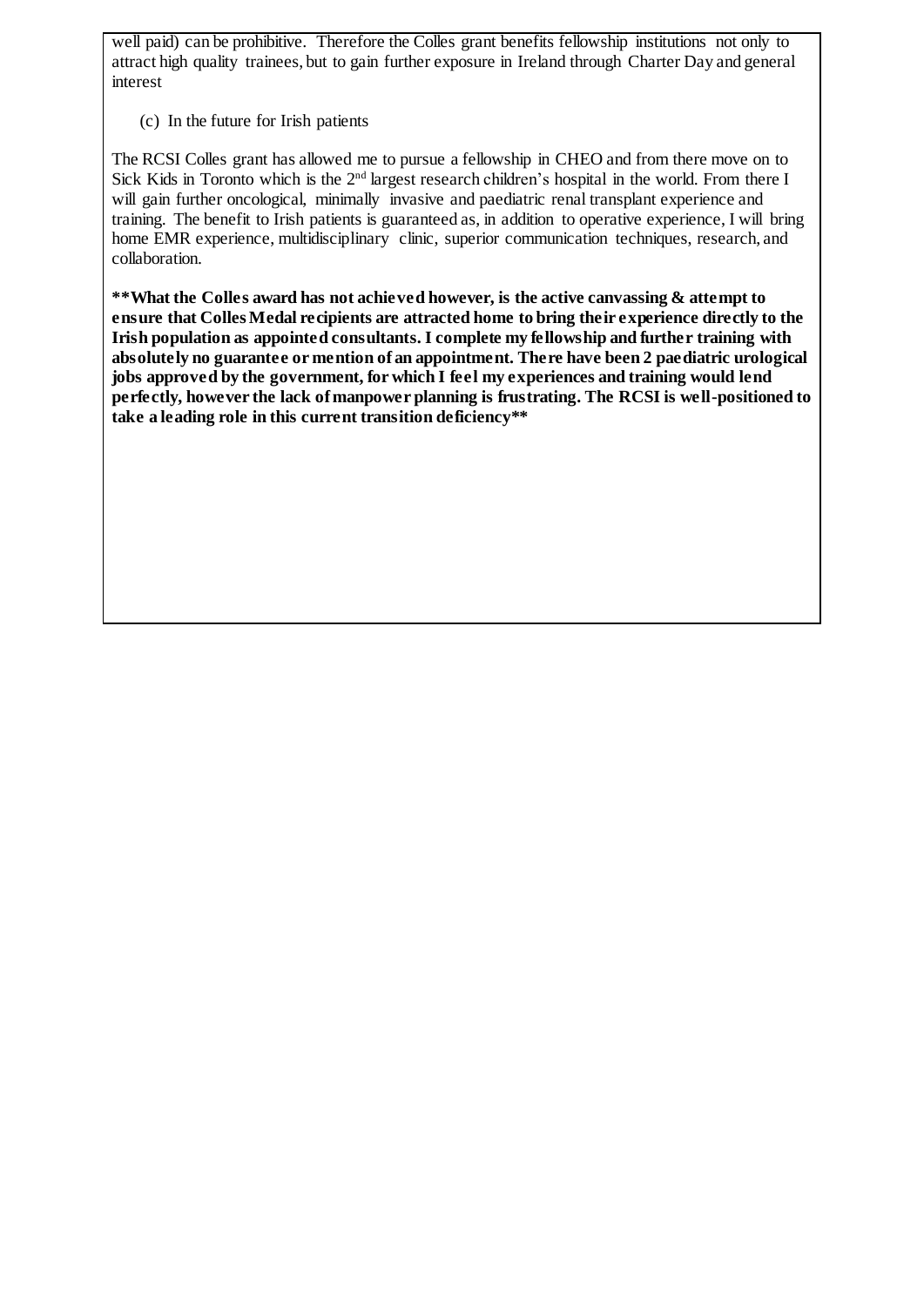well paid) can be prohibitive. Therefore the Colles grant benefits fellowship institutions not only to attract high quality trainees, but to gain further exposure in Ireland through Charter Day and general interest

(c) In the future for Irish patients

The RCSI Colles grant has allowed me to pursue a fellowship in CHEO and from there move on to Sick Kids in Toronto which is the 2nd largest research children's hospital in the world. From there I will gain further oncological, minimally invasive and paediatric renal transplant experience and training. The benefit to Irish patients is guaranteed as, in addition to operative experience, I will bring home EMR experience, multidisciplinary clinic, superior communication techniques, research, and collaboration.

**\*\*What the Colles award has not achieved however, is the active canvassing & attempt to ensure that Colles Medal recipients are attracted home to bring their experience directly to the Irish population as appointed consultants. I complete my fellowship and further training with absolutely no guarantee or mention of an appointment. There have been 2 paediatric urological jobs approved by the government, for which I feel my experiences and training would lend perfectly, however the lack of manpower planning is frustrating. The RCSI is well-positioned to take a leading role in this current transition deficiency\*\***